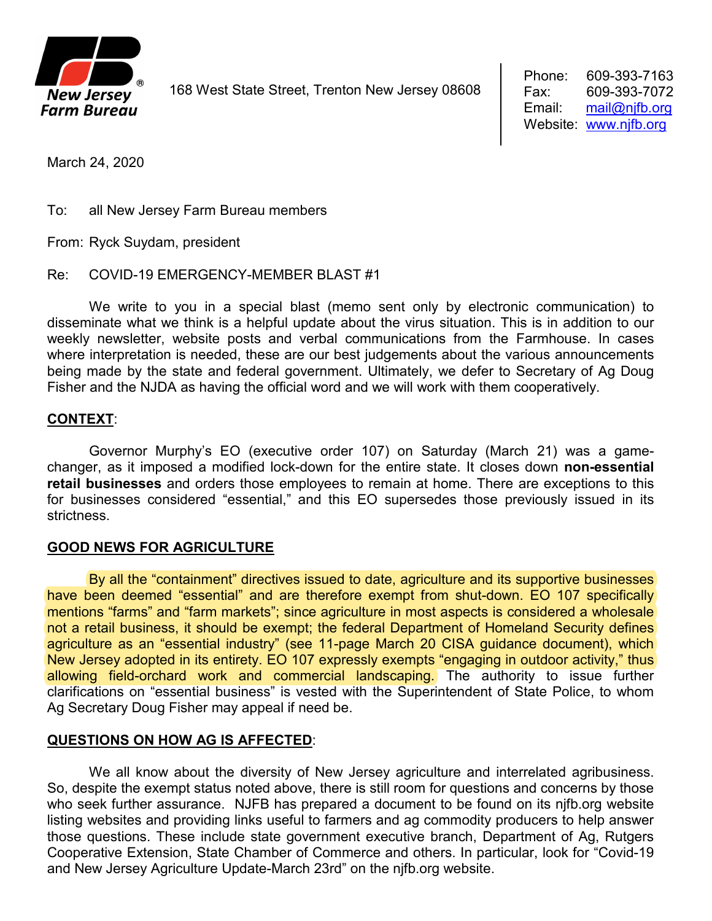**New Jersey Farm Bureau**

168 West State Street, Trenton New Jersey 08608

Phone: 609-393-7163
Fax: 609-393-7072
Email: mail@njfb.org
Website: www.njfb.org

March 24, 2020

To: all New Jersey Farm Bureau members

From: Ryck Suydam, president

Re: COVID-19 EMERGENCY-MEMBER BLAST #1

We write to you in a special blast (memo sent only by electronic communication) to disseminate what we think is a helpful update about the virus situation. This is in addition to our weekly newsletter, website posts and verbal communications from the Farmhouse. In cases where interpretation is needed, these are our best judgements about the various announcements being made by the state and federal government. Ultimately, we defer to Secretary of Ag Doug Fisher and the NJDA as having the official word and we will work with them cooperatively.

## CONTEXT:

Governor Murphy's EO (executive order 107) on Saturday (March 21) was a game-changer, as it imposed a modified lock-down for the entire state. It closes down **non-essential retail businesses** and orders those employees to remain at home. There are exceptions to this for businesses considered "essential," and this EO supersedes those previously issued in its strictness.

## GOOD NEWS FOR AGRICULTURE

By all the "containment" directives issued to date, agriculture and its supportive businesses have been deemed "essential" and are therefore exempt from shut-down. EO 107 specifically mentions "farms" and "farm markets"; since agriculture in most aspects is considered a wholesale not a retail business, it should be exempt; the federal Department of Homeland Security defines agriculture as an "essential industry" (see 11-page March 20 CISA guidance document), which New Jersey adopted in its entirety. EO 107 expressly exempts "engaging in outdoor activity," thus allowing field-orchard work and commercial landscaping. The authority to issue further clarifications on "essential business" is vested with the Superintendent of State Police, to whom Ag Secretary Doug Fisher may appeal if need be.

## QUESTIONS ON HOW AG IS AFFECTED:

We all know about the diversity of New Jersey agriculture and interrelated agribusiness. So, despite the exempt status noted above, there is still room for questions and concerns by those who seek further assurance. NJFB has prepared a document to be found on its njfb.org website listing websites and providing links useful to farmers and ag commodity producers to help answer those questions. These include state government executive branch, Department of Ag, Rutgers Cooperative Extension, State Chamber of Commerce and others. In particular, look for "Covid-19 and New Jersey Agriculture Update-March 23rd" on the njfb.org website.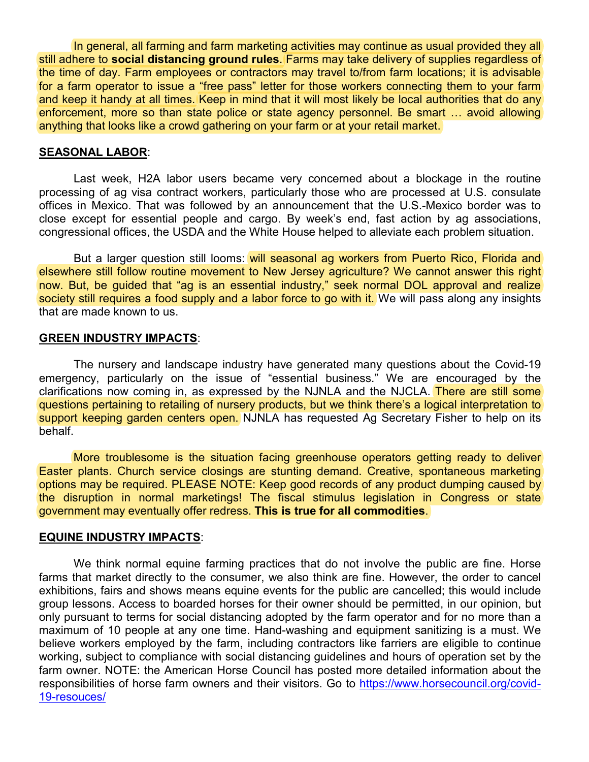In general, all farming and farm marketing activities may continue as usual provided they all still adhere to **social distancing ground rules**. Farms may take delivery of supplies regardless of the time of day. Farm employees or contractors may travel to/from farm locations; it is advisable for a farm operator to issue a "free pass" letter for those workers connecting them to your farm and keep it handy at all times. Keep in mind that it will most likely be local authorities that do any enforcement, more so than state police or state agency personnel. Be smart … avoid allowing anything that looks like a crowd gathering on your farm or at your retail market.

**SEASONAL LABOR**:

Last week, H2A labor users became very concerned about a blockage in the routine processing of ag visa contract workers, particularly those who are processed at U.S. consulate offices in Mexico. That was followed by an announcement that the U.S.-Mexico border was to close except for essential people and cargo. By week's end, fast action by ag associations, congressional offices, the USDA and the White House helped to alleviate each problem situation.

But a larger question still looms: will seasonal ag workers from Puerto Rico, Florida and elsewhere still follow routine movement to New Jersey agriculture? We cannot answer this right now. But, be guided that "ag is an essential industry," seek normal DOL approval and realize society still requires a food supply and a labor force to go with it. We will pass along any insights that are made known to us.

**GREEN INDUSTRY IMPACTS**:

The nursery and landscape industry have generated many questions about the Covid-19 emergency, particularly on the issue of "essential business." We are encouraged by the clarifications now coming in, as expressed by the NJNLA and the NJCLA. There are still some questions pertaining to retailing of nursery products, but we think there's a logical interpretation to support keeping garden centers open. NJNLA has requested Ag Secretary Fisher to help on its behalf.

More troublesome is the situation facing greenhouse operators getting ready to deliver Easter plants. Church service closings are stunting demand. Creative, spontaneous marketing options may be required. PLEASE NOTE: Keep good records of any product dumping caused by the disruption in normal marketings! The fiscal stimulus legislation in Congress or state government may eventually offer redress. **This is true for all commodities**.

**EQUINE INDUSTRY IMPACTS**:

We think normal equine farming practices that do not involve the public are fine. Horse farms that market directly to the consumer, we also think are fine. However, the order to cancel exhibitions, fairs and shows means equine events for the public are cancelled; this would include group lessons. Access to boarded horses for their owner should be permitted, in our opinion, but only pursuant to terms for social distancing adopted by the farm operator and for no more than a maximum of 10 people at any one time. Hand-washing and equipment sanitizing is a must. We believe workers employed by the farm, including contractors like farriers are eligible to continue working, subject to compliance with social distancing guidelines and hours of operation set by the farm owner. NOTE: the American Horse Council has posted more detailed information about the responsibilities of horse farm owners and their visitors. Go to https://www.horsecouncil.org/covid-19-resouces/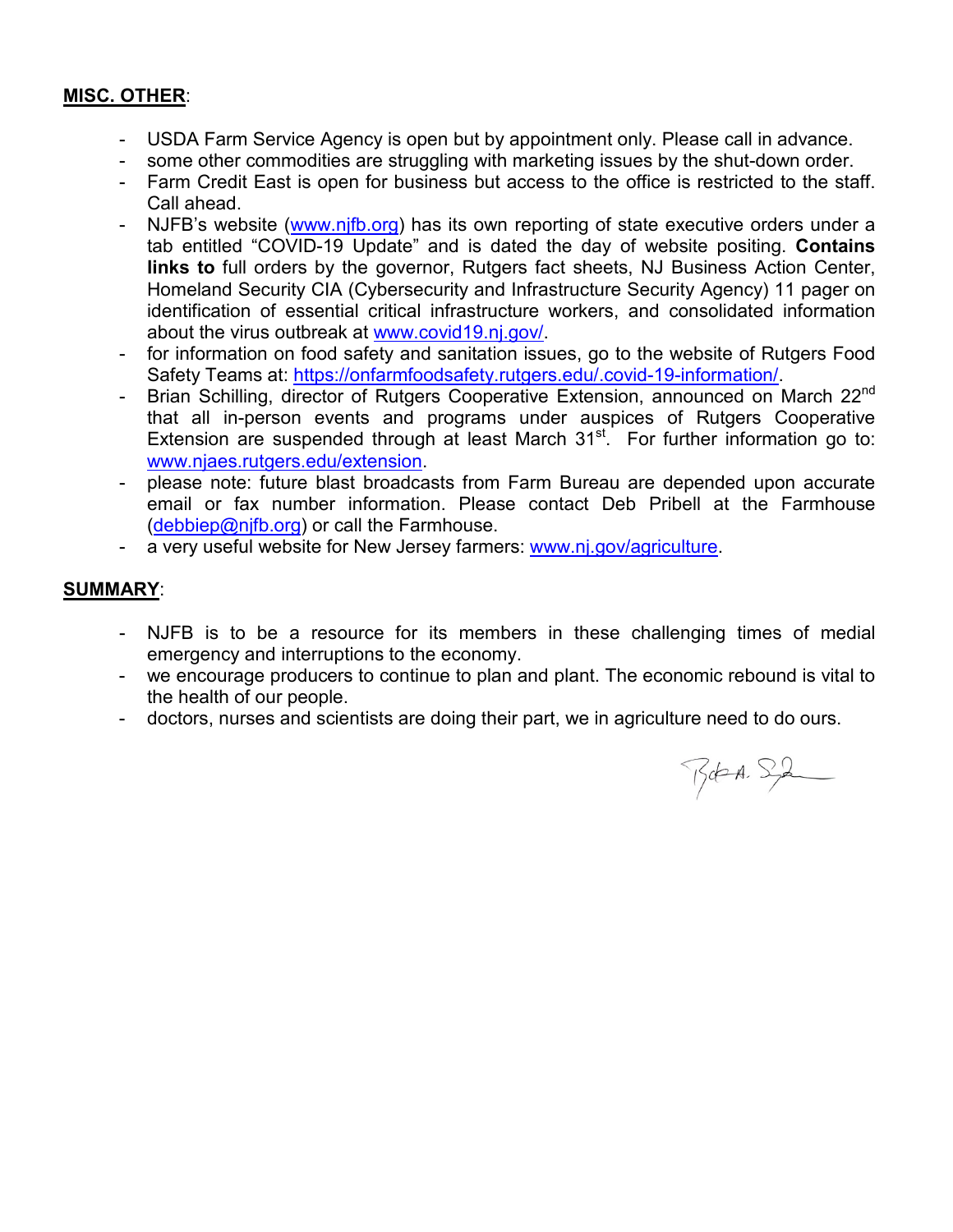**MISC. OTHER**:

- USDA Farm Service Agency is open but by appointment only. Please call in advance.
- some other commodities are struggling with marketing issues by the shut-down order.
- Farm Credit East is open for business but access to the office is restricted to the staff. Call ahead.
- NJFB's website (www.njfb.org) has its own reporting of state executive orders under a tab entitled "COVID-19 Update" and is dated the day of website positing. **Contains links to** full orders by the governor, Rutgers fact sheets, NJ Business Action Center, Homeland Security CIA (Cybersecurity and Infrastructure Security Agency) 11 pager on identification of essential critical infrastructure workers, and consolidated information about the virus outbreak at www.covid19.nj.gov/.
- for information on food safety and sanitation issues, go to the website of Rutgers Food Safety Teams at: https://onfarmfoodsafety.rutgers.edu/.covid-19-information/.
- Brian Schilling, director of Rutgers Cooperative Extension, announced on March 22nd that all in-person events and programs under auspices of Rutgers Cooperative Extension are suspended through at least March 31st. For further information go to: www.njaes.rutgers.edu/extension.
- please note: future blast broadcasts from Farm Bureau are depended upon accurate email or fax number information. Please contact Deb Pribell at the Farmhouse (debbiep@njfb.org) or call the Farmhouse.
- a very useful website for New Jersey farmers: www.nj.gov/agriculture.

**SUMMARY**:

- NJFB is to be a resource for its members in these challenging times of medial emergency and interruptions to the economy.
- we encourage producers to continue to plan and plant. The economic rebound is vital to the health of our people.
- doctors, nurses and scientists are doing their part, we in agriculture need to do ours.